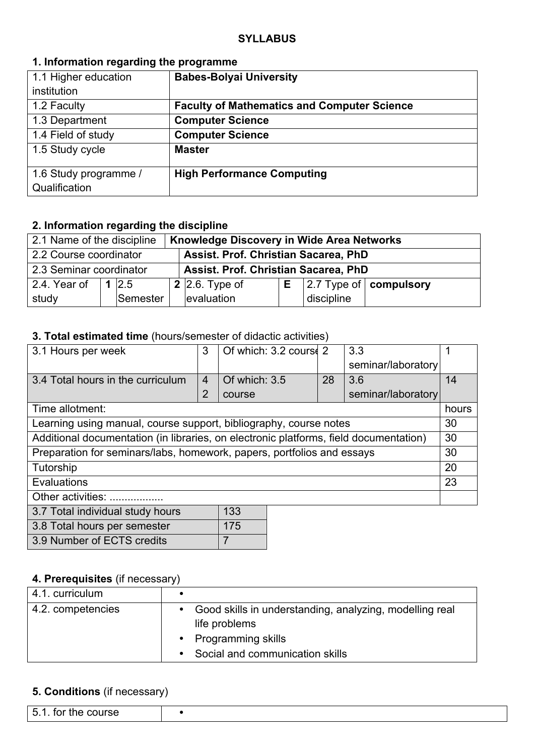**SYLLABUS**

## 1. Information regarding the programme

| | |
|---|---|
| 1.1 Higher education institution | **Babes-Bolyai University** |
| 1.2 Faculty | **Faculty of Mathematics and Computer Science** |
| 1.3 Department | **Computer Science** |
| 1.4 Field of study | **Computer Science** |
| 1.5 Study cycle | **Master** |
| 1.6 Study programme / Qualification | **High Performance Computing** |

## 2. Information regarding the discipline

| | | | | | | | |
|---|---|---|---|---|---|---|---|
| 2.1 Name of the discipline | **Knowledge Discovery in Wide Area Networks** | | | | | | |
| 2.2 Course coordinator | **Assist. Prof. Christian Sacarea, PhD** | | | | | | |
| 2.3 Seminar coordinator | **Assist. Prof. Christian Sacarea, PhD** | | | | | | |
| 2.4. Year of study | **1** | 2.5 Semester | **2** | 2.6. Type of evaluation | **E** | 2.7 Type of discipline | **compulsory** |

## 3. Total estimated time (hours/semester of didactic activities)

| | | | | | |
|---|---|---|---|---|---|
| 3.1 Hours per week | 3 | Of which: 3.2 course | 2 | 3.3 seminar/laboratory | 1 |
| 3.4 Total hours in the curriculum | 42 | Of which: 3.5 course | 28 | 3.6 seminar/laboratory | 14 |

| Time allotment: | hours |
|---|---|
| Learning using manual, course support, bibliography, course notes | 30 |
| Additional documentation (in libraries, on electronic platforms, field documentation) | 30 |
| Preparation for seminars/labs, homework, papers, portfolios and essays | 30 |
| Tutorship | 20 |
| Evaluations | 23 |
| Other activities: .................. | |

| | |
|---|---|
| 3.7 Total individual study hours | 133 |
| 3.8 Total hours per semester | 175 |
| 3.9 Number of ECTS credits | 7 |

## 4. Prerequisites (if necessary)

| | |
|---|---|
| 4.1. curriculum | • |
| 4.2. competencies | • Good skills in understanding, analyzing, modelling real life problems<br>• Programming skills<br>• Social and communication skills |

## 5. Conditions (if necessary)

| | |
|---|---|
| 5.1. for the course | • |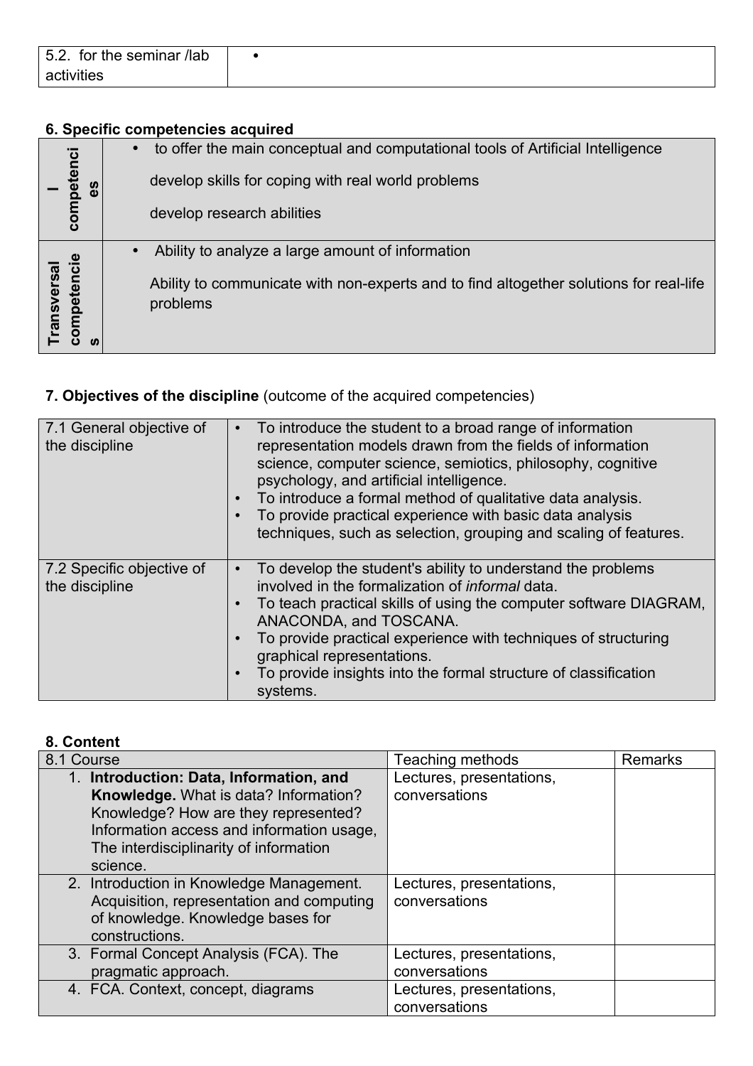| 5.2. for the seminar /lab activities | • |
|---|---|

### 6. Specific competencies acquired

| | |
|---|---|
| I competenci es | • to offer the main conceptual and computational tools of Artificial Intelligence<br><br>develop skills for coping with real world problems<br><br>develop research abilities |
| Transversal competencie s | • Ability to analyze a large amount of information<br><br>Ability to communicate with non-experts and to find altogether solutions for real-life problems |

### 7. Objectives of the discipline (outcome of the acquired competencies)

| | |
|---|---|
| 7.1 General objective of the discipline | • To introduce the student to a broad range of information representation models drawn from the fields of information science, computer science, semiotics, philosophy, cognitive psychology, and artificial intelligence.<br>• To introduce a formal method of qualitative data analysis.<br>• To provide practical experience with basic data analysis techniques, such as selection, grouping and scaling of features. |
| 7.2 Specific objective of the discipline | • To develop the student's ability to understand the problems involved in the formalization of *informal* data.<br>• To teach practical skills of using the computer software DIAGRAM, ANACONDA, and TOSCANA.<br>• To provide practical experience with techniques of structuring graphical representations.<br>• To provide insights into the formal structure of classification systems. |

### 8. Content

| 8.1 Course | Teaching methods | Remarks |
|---|---|---|
| 1. **Introduction: Data, Information, and Knowledge.** What is data? Information? Knowledge? How are they represented? Information access and information usage, The interdisciplinarity of information science. | Lectures, presentations, conversations | |
| 2. Introduction in Knowledge Management. Acquisition, representation and computing of knowledge. Knowledge bases for constructions. | Lectures, presentations, conversations | |
| 3. Formal Concept Analysis (FCA). The pragmatic approach. | Lectures, presentations, conversations | |
| 4. FCA. Context, concept, diagrams | Lectures, presentations, conversations | |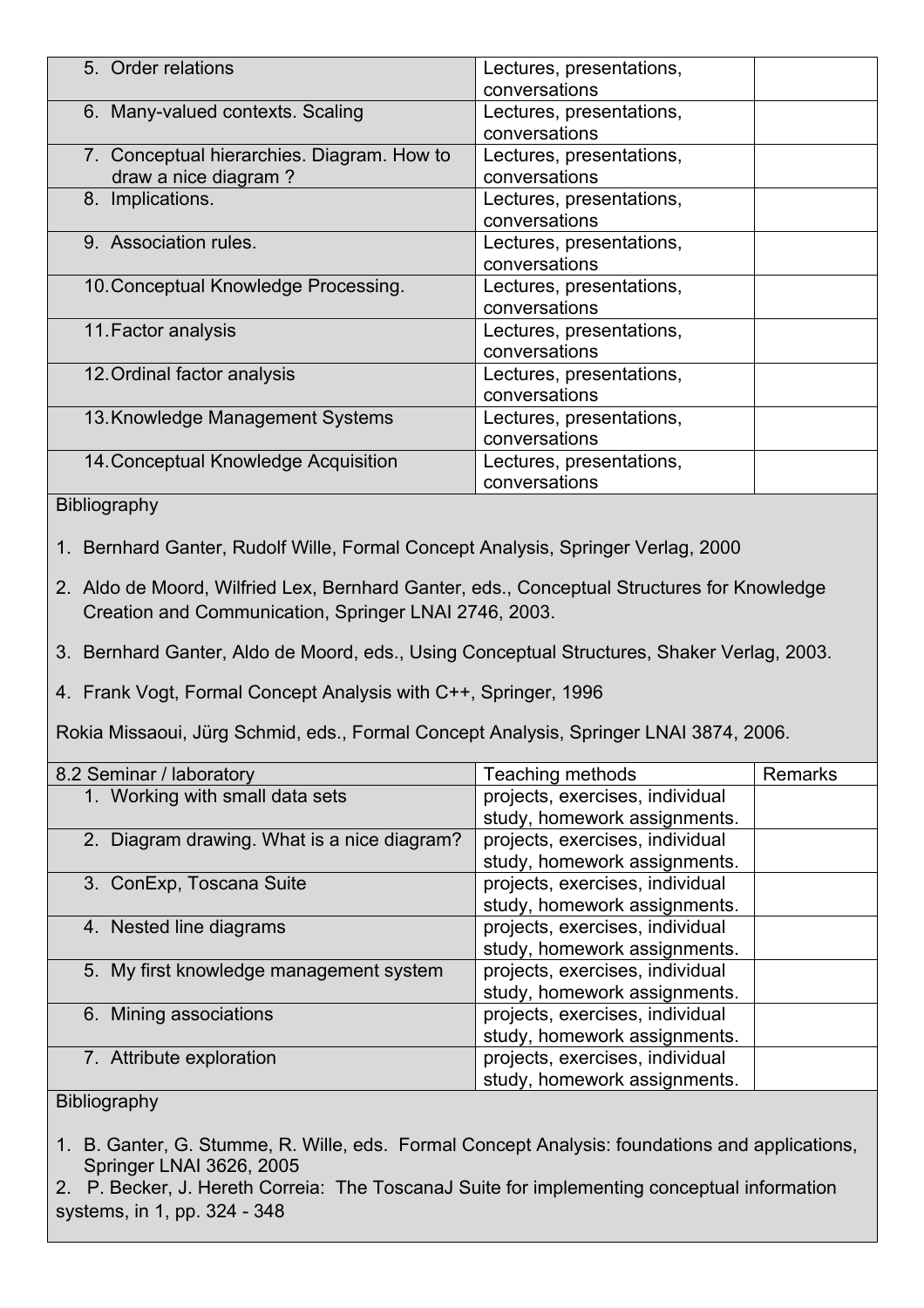| | | |
|---|---|---|
| 5. Order relations | Lectures, presentations, conversations | |
| 6. Many-valued contexts. Scaling | Lectures, presentations, conversations | |
| 7. Conceptual hierarchies. Diagram. How to draw a nice diagram ? | Lectures, presentations, conversations | |
| 8. Implications. | Lectures, presentations, conversations | |
| 9. Association rules. | Lectures, presentations, conversations | |
| 10. Conceptual Knowledge Processing. | Lectures, presentations, conversations | |
| 11. Factor analysis | Lectures, presentations, conversations | |
| 12. Ordinal factor analysis | Lectures, presentations, conversations | |
| 13. Knowledge Management Systems | Lectures, presentations, conversations | |
| 14. Conceptual Knowledge Acquisition | Lectures, presentations, conversations | |

Bibliography

1. Bernhard Ganter, Rudolf Wille, Formal Concept Analysis, Springer Verlag, 2000
2. Aldo de Moord, Wilfried Lex, Bernhard Ganter, eds., Conceptual Structures for Knowledge Creation and Communication, Springer LNAI 2746, 2003.
3. Bernhard Ganter, Aldo de Moord, eds., Using Conceptual Structures, Shaker Verlag, 2003.
4. Frank Vogt, Formal Concept Analysis with C++, Springer, 1996

Rokia Missaoui, Jürg Schmid, eds., Formal Concept Analysis, Springer LNAI 3874, 2006.

| 8.2 Seminar / laboratory | Teaching methods | Remarks |
|---|---|---|
| 1. Working with small data sets | projects, exercises, individual study, homework assignments. | |
| 2. Diagram drawing. What is a nice diagram? | projects, exercises, individual study, homework assignments. | |
| 3. ConExp, Toscana Suite | projects, exercises, individual study, homework assignments. | |
| 4. Nested line diagrams | projects, exercises, individual study, homework assignments. | |
| 5. My first knowledge management system | projects, exercises, individual study, homework assignments. | |
| 6. Mining associations | projects, exercises, individual study, homework assignments. | |
| 7. Attribute exploration | projects, exercises, individual study, homework assignments. | |

Bibliography

1. B. Ganter, G. Stumme, R. Wille, eds. Formal Concept Analysis: foundations and applications, Springer LNAI 3626, 2005
2. P. Becker, J. Hereth Correia: The ToscanaJ Suite for implementing conceptual information systems, in 1, pp. 324 - 348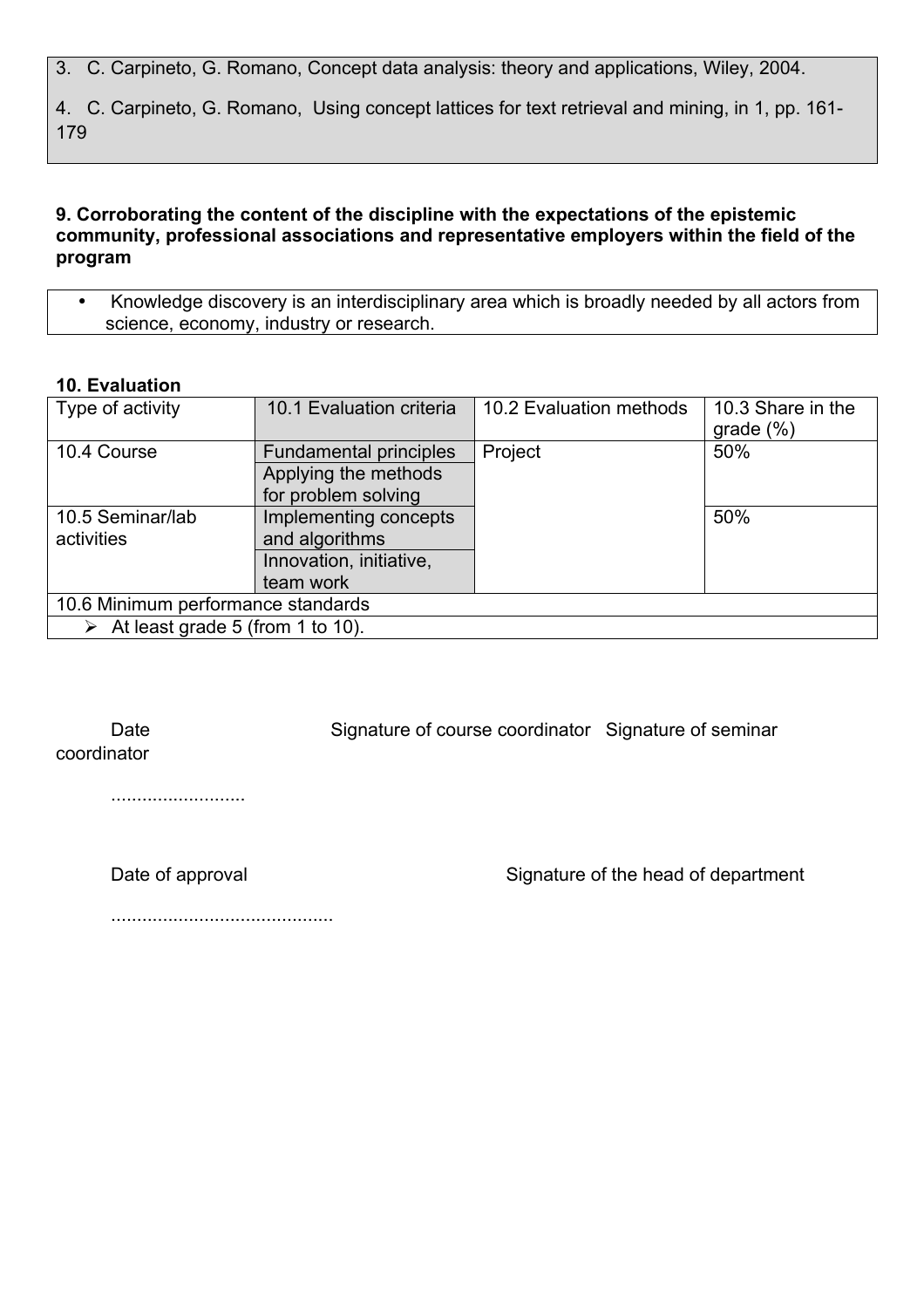3. C. Carpineto, G. Romano, Concept data analysis: theory and applications, Wiley, 2004.

4. C. Carpineto, G. Romano, Using concept lattices for text retrieval and mining, in 1, pp. 161-179

**9. Corroborating the content of the discipline with the expectations of the epistemic community, professional associations and representative employers within the field of the program**

- Knowledge discovery is an interdisciplinary area which is broadly needed by all actors from science, economy, industry or research.

**10. Evaluation**

| Type of activity | 10.1 Evaluation criteria | 10.2 Evaluation methods | 10.3 Share in the grade (%) |
|---|---|---|---|
| 10.4 Course | Fundamental principles | Project | 50% |
| | Applying the methods for problem solving | | |
| 10.5 Seminar/lab activities | Implementing concepts and algorithms | | 50% |
| | Innovation, initiative, team work | | |
| 10.6 Minimum performance standards | | | |
| ➢ At least grade 5 (from 1 to 10). | | | |

Date                    Signature of course coordinator   Signature of seminar coordinator

..........................

Date of approval                    Signature of the head of department

...........................................